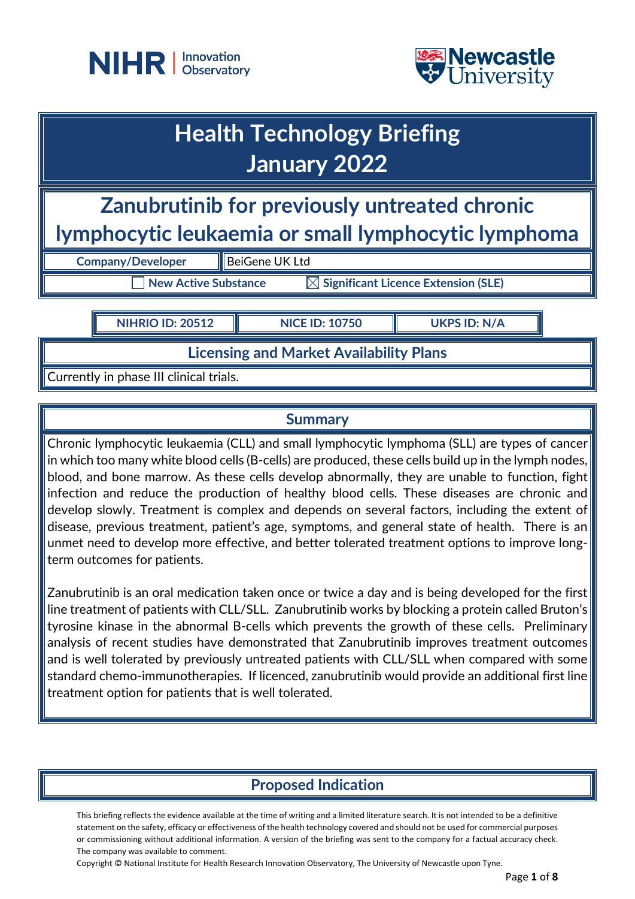NIHR | Innovation Observatory

Newcastle University

# Health Technology Briefing
# January 2022

## Zanubrutinib for previously untreated chronic lymphocytic leukaemia or small lymphocytic lymphoma

| | |
|---|---|
| Company/Developer | BeiGene UK Ltd |

☐ New Active Substance ☒ Significant Licence Extension (SLE)

| | | |
|---|---|---|
| NIHRIO ID: 20512 | NICE ID: 10750 | UKPS ID: N/A |

### Licensing and Market Availability Plans

Currently in phase III clinical trials.

### Summary

Chronic lymphocytic leukaemia (CLL) and small lymphocytic lymphoma (SLL) are types of cancer in which too many white blood cells (B-cells) are produced, these cells build up in the lymph nodes, blood, and bone marrow. As these cells develop abnormally, they are unable to function, fight infection and reduce the production of healthy blood cells. These diseases are chronic and develop slowly. Treatment is complex and depends on several factors, including the extent of disease, previous treatment, patient's age, symptoms, and general state of health. There is an unmet need to develop more effective, and better tolerated treatment options to improve long-term outcomes for patients.

Zanubrutinib is an oral medication taken once or twice a day and is being developed for the first line treatment of patients with CLL/SLL. Zanubrutinib works by blocking a protein called Bruton's tyrosine kinase in the abnormal B-cells which prevents the growth of these cells. Preliminary analysis of recent studies have demonstrated that Zanubrutinib improves treatment outcomes and is well tolerated by previously untreated patients with CLL/SLL when compared with some standard chemo-immunotherapies. If licenced, zanubrutinib would provide an additional first line treatment option for patients that is well tolerated.

### Proposed Indication

This briefing reflects the evidence available at the time of writing and a limited literature search. It is not intended to be a definitive statement on the safety, efficacy or effectiveness of the health technology covered and should not be used for commercial purposes or commissioning without additional information. A version of the briefing was sent to the company for a factual accuracy check. The company was available to comment.

Copyright © National Institute for Health Research Innovation Observatory, The University of Newcastle upon Tyne.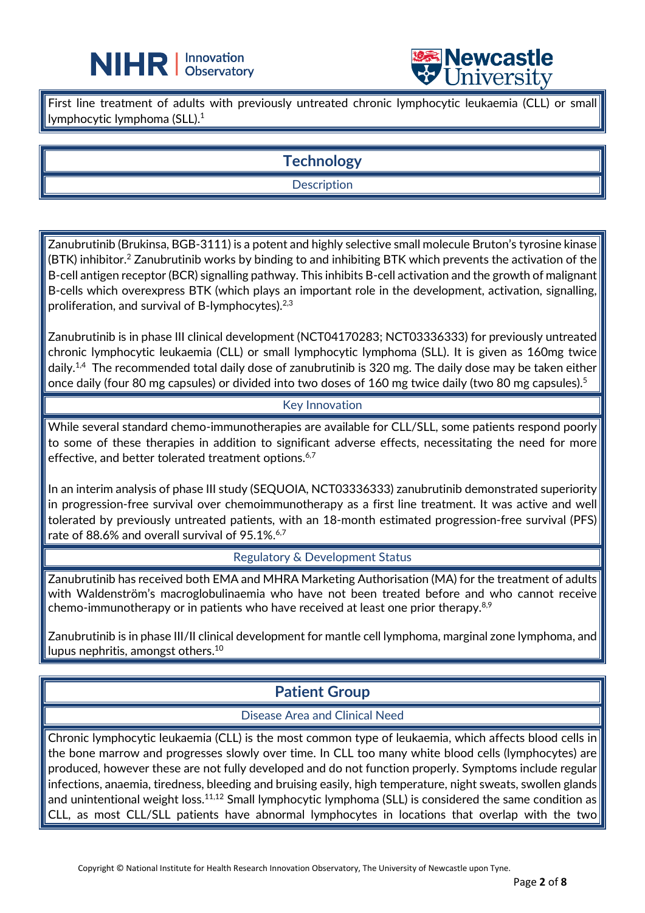First line treatment of adults with previously untreated chronic lymphocytic leukaemia (CLL) or small lymphocytic lymphoma (SLL).[1]

## Technology

### Description

Zanubrutinib (Brukinsa, BGB-3111) is a potent and highly selective small molecule Bruton's tyrosine kinase (BTK) inhibitor.[2] Zanubrutinib works by binding to and inhibiting BTK which prevents the activation of the B-cell antigen receptor (BCR) signalling pathway. This inhibits B-cell activation and the growth of malignant B-cells which overexpress BTK (which plays an important role in the development, activation, signalling, proliferation, and survival of B-lymphocytes).[2,3]

Zanubrutinib is in phase III clinical development (NCT04170283; NCT03336333) for previously untreated chronic lymphocytic leukaemia (CLL) or small lymphocytic lymphoma (SLL). It is given as 160mg twice daily.[1,4] The recommended total daily dose of zanubrutinib is 320 mg. The daily dose may be taken either once daily (four 80 mg capsules) or divided into two doses of 160 mg twice daily (two 80 mg capsules).[5]

### Key Innovation

While several standard chemo-immunotherapies are available for CLL/SLL, some patients respond poorly to some of these therapies in addition to significant adverse effects, necessitating the need for more effective, and better tolerated treatment options.[6,7]

In an interim analysis of phase III study (SEQUOIA, NCT03336333) zanubrutinib demonstrated superiority in progression-free survival over chemoimmunotherapy as a first line treatment. It was active and well tolerated by previously untreated patients, with an 18-month estimated progression-free survival (PFS) rate of 88.6% and overall survival of 95.1%.[6,7]

### Regulatory & Development Status

Zanubrutinib has received both EMA and MHRA Marketing Authorisation (MA) for the treatment of adults with Waldenström's macroglobulinaemia who have not been treated before and who cannot receive chemo-immunotherapy or in patients who have received at least one prior therapy.[8,9]

Zanubrutinib is in phase III/II clinical development for mantle cell lymphoma, marginal zone lymphoma, and lupus nephritis, amongst others.[10]

## Patient Group

### Disease Area and Clinical Need

Chronic lymphocytic leukaemia (CLL) is the most common type of leukaemia, which affects blood cells in the bone marrow and progresses slowly over time. In CLL too many white blood cells (lymphocytes) are produced, however these are not fully developed and do not function properly. Symptoms include regular infections, anaemia, tiredness, bleeding and bruising easily, high temperature, night sweats, swollen glands and unintentional weight loss.[11,12] Small lymphocytic lymphoma (SLL) is considered the same condition as CLL, as most CLL/SLL patients have abnormal lymphocytes in locations that overlap with the two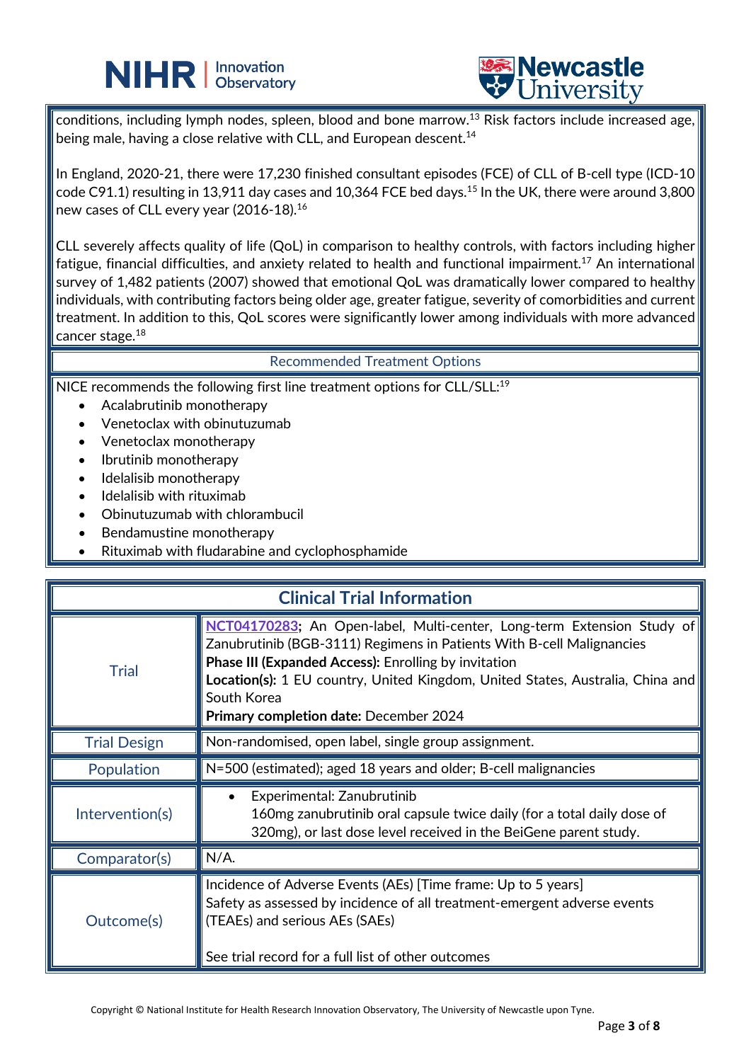conditions, including lymph nodes, spleen, blood and bone marrow.[13] Risk factors include increased age, being male, having a close relative with CLL, and European descent.[14]

In England, 2020-21, there were 17,230 finished consultant episodes (FCE) of CLL of B-cell type (ICD-10 code C91.1) resulting in 13,911 day cases and 10,364 FCE bed days.[15] In the UK, there were around 3,800 new cases of CLL every year (2016-18).[16]

CLL severely affects quality of life (QoL) in comparison to healthy controls, with factors including higher fatigue, financial difficulties, and anxiety related to health and functional impairment.[17] An international survey of 1,482 patients (2007) showed that emotional QoL was dramatically lower compared to healthy individuals, with contributing factors being older age, greater fatigue, severity of comorbidities and current treatment. In addition to this, QoL scores were significantly lower among individuals with more advanced cancer stage.[18]

## Recommended Treatment Options

NICE recommends the following first line treatment options for CLL/SLL:[19]

- Acalabrutinib monotherapy
- Venetoclax with obinutuzumab
- Venetoclax monotherapy
- Ibrutinib monotherapy
- Idelalisib monotherapy
- Idelalisib with rituximab
- Obinutuzumab with chlorambucil
- Bendamustine monotherapy
- Rituximab with fludarabine and cyclophosphamide

## Clinical Trial Information

| | |
|---|---|
| Trial | **NCT04170283;** An Open-label, Multi-center, Long-term Extension Study of Zanubrutinib (BGB-3111) Regimens in Patients With B-cell Malignancies<br>**Phase III (Expanded Access):** Enrolling by invitation<br>**Location(s):** 1 EU country, United Kingdom, United States, Australia, China and South Korea<br>**Primary completion date:** December 2024 |
| Trial Design | Non-randomised, open label, single group assignment. |
| Population | N=500 (estimated); aged 18 years and older; B-cell malignancies |
| Intervention(s) | • Experimental: Zanubrutinib<br>160mg zanubrutinib oral capsule twice daily (for a total daily dose of 320mg), or last dose level received in the BeiGene parent study. |
| Comparator(s) | N/A. |
| Outcome(s) | Incidence of Adverse Events (AEs) [Time frame: Up to 5 years]<br>Safety as assessed by incidence of all treatment-emergent adverse events (TEAEs) and serious AEs (SAEs)<br><br>See trial record for a full list of other outcomes |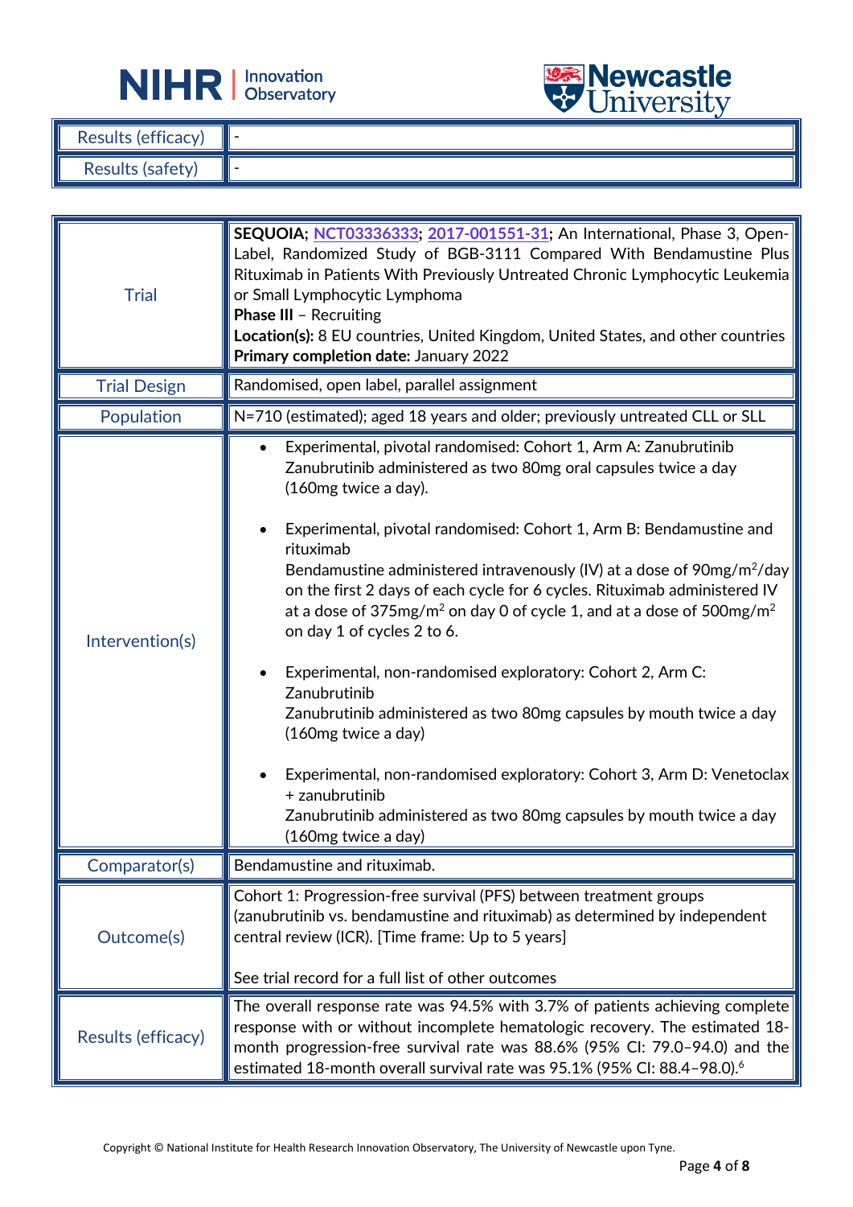| | |
|---|---|
| Results (efficacy) | - |
| Results (safety) | - |

| | |
|---|---|
| Trial | **SEQUOIA; NCT03336333; 2017-001551-31;** An International, Phase 3, Open-Label, Randomized Study of BGB-3111 Compared With Bendamustine Plus Rituximab in Patients With Previously Untreated Chronic Lymphocytic Leukemia or Small Lymphocytic Lymphoma<br>**Phase III** – Recruiting<br>**Location(s):** 8 EU countries, United Kingdom, United States, and other countries<br>**Primary completion date:** January 2022 |
| Trial Design | Randomised, open label, parallel assignment |
| Population | N=710 (estimated); aged 18 years and older; previously untreated CLL or SLL |
| Intervention(s) | • Experimental, pivotal randomised: Cohort 1, Arm A: Zanubrutinib<br>Zanubrutinib administered as two 80mg oral capsules twice a day (160mg twice a day).<br>• Experimental, pivotal randomised: Cohort 1, Arm B: Bendamustine and rituximab<br>Bendamustine administered intravenously (IV) at a dose of 90mg/m$^2$/day on the first 2 days of each cycle for 6 cycles. Rituximab administered IV at a dose of 375mg/m$^2$ on day 0 of cycle 1, and at a dose of 500mg/m$^2$ on day 1 of cycles 2 to 6.<br>• Experimental, non-randomised exploratory: Cohort 2, Arm C: Zanubrutinib<br>Zanubrutinib administered as two 80mg capsules by mouth twice a day (160mg twice a day)<br>• Experimental, non-randomised exploratory: Cohort 3, Arm D: Venetoclax + zanubrutinib<br>Zanubrutinib administered as two 80mg capsules by mouth twice a day (160mg twice a day) |
| Comparator(s) | Bendamustine and rituximab. |
| Outcome(s) | Cohort 1: Progression-free survival (PFS) between treatment groups (zanubrutinib vs. bendamustine and rituximab) as determined by independent central review (ICR). [Time frame: Up to 5 years]<br><br>See trial record for a full list of other outcomes |
| Results (efficacy) | The overall response rate was 94.5% with 3.7% of patients achieving complete response with or without incomplete hematologic recovery. The estimated 18-month progression-free survival rate was 88.6% (95% CI: 79.0–94.0) and the estimated 18-month overall survival rate was 95.1% (95% CI: 88.4–98.0).[6] |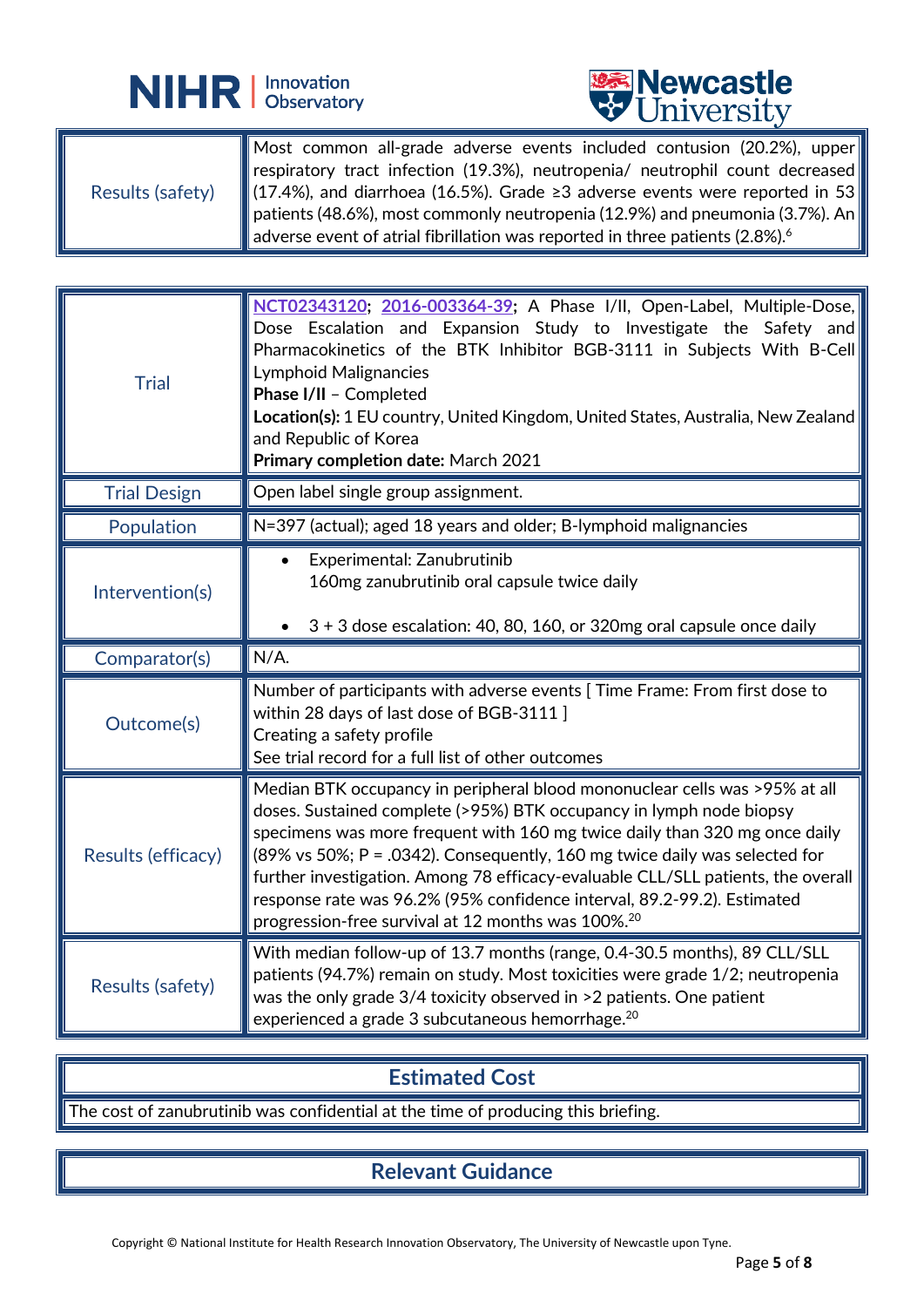| | |
|---|---|
| Results (safety) | Most common all-grade adverse events included contusion (20.2%), upper respiratory tract infection (19.3%), neutropenia/ neutrophil count decreased (17.4%), and diarrhoea (16.5%). Grade ≥3 adverse events were reported in 53 patients (48.6%), most commonly neutropenia (12.9%) and pneumonia (3.7%). An adverse event of atrial fibrillation was reported in three patients (2.8%).[6] |

| | |
|---|---|
| Trial | NCT02343120; 2016-003364-39; A Phase I/II, Open-Label, Multiple-Dose, Dose Escalation and Expansion Study to Investigate the Safety and Pharmacokinetics of the BTK Inhibitor BGB-3111 in Subjects With B-Cell Lymphoid Malignancies<br>**Phase I/II** – Completed<br>**Location(s):** 1 EU country, United Kingdom, United States, Australia, New Zealand and Republic of Korea<br>**Primary completion date:** March 2021 |
| Trial Design | Open label single group assignment. |
| Population | N=397 (actual); aged 18 years and older; B-lymphoid malignancies |
| Intervention(s) | • Experimental: Zanubrutinib<br>160mg zanubrutinib oral capsule twice daily<br>• 3 + 3 dose escalation: 40, 80, 160, or 320mg oral capsule once daily |
| Comparator(s) | N/A. |
| Outcome(s) | Number of participants with adverse events [ Time Frame: From first dose to within 28 days of last dose of BGB-3111 ]<br>Creating a safety profile<br>See trial record for a full list of other outcomes |
| Results (efficacy) | Median BTK occupancy in peripheral blood mononuclear cells was >95% at all doses. Sustained complete (>95%) BTK occupancy in lymph node biopsy specimens was more frequent with 160 mg twice daily than 320 mg once daily (89% vs 50%; P = .0342). Consequently, 160 mg twice daily was selected for further investigation. Among 78 efficacy-evaluable CLL/SLL patients, the overall response rate was 96.2% (95% confidence interval, 89.2-99.2). Estimated progression-free survival at 12 months was 100%.[20] |
| Results (safety) | With median follow-up of 13.7 months (range, 0.4-30.5 months), 89 CLL/SLL patients (94.7%) remain on study. Most toxicities were grade 1/2; neutropenia was the only grade 3/4 toxicity observed in >2 patients. One patient experienced a grade 3 subcutaneous hemorrhage.[20] |

## Estimated Cost

The cost of zanubrutinib was confidential at the time of producing this briefing.

## Relevant Guidance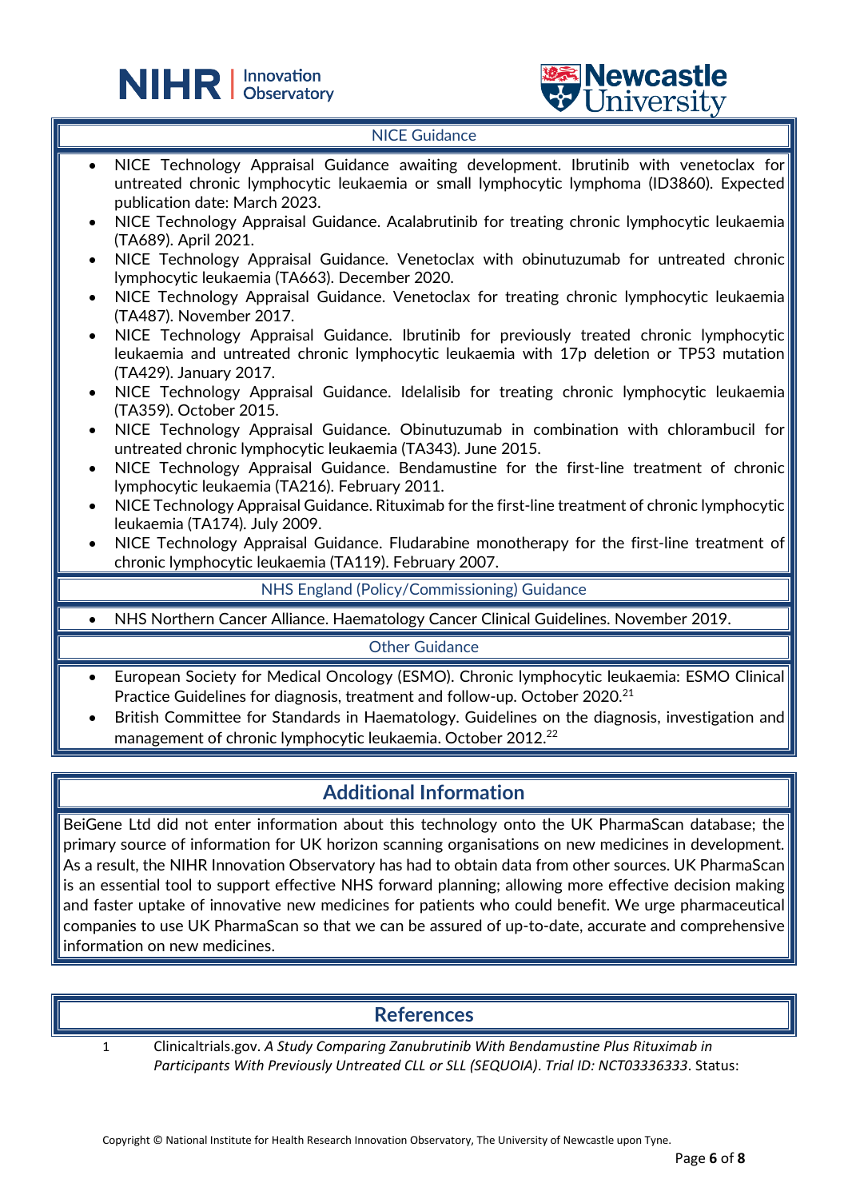## NICE Guidance

- NICE Technology Appraisal Guidance awaiting development. Ibrutinib with venetoclax for untreated chronic lymphocytic leukaemia or small lymphocytic lymphoma (ID3860). Expected publication date: March 2023.
- NICE Technology Appraisal Guidance. Acalabrutinib for treating chronic lymphocytic leukaemia (TA689). April 2021.
- NICE Technology Appraisal Guidance. Venetoclax with obinutuzumab for untreated chronic lymphocytic leukaemia (TA663). December 2020.
- NICE Technology Appraisal Guidance. Venetoclax for treating chronic lymphocytic leukaemia (TA487). November 2017.
- NICE Technology Appraisal Guidance. Ibrutinib for previously treated chronic lymphocytic leukaemia and untreated chronic lymphocytic leukaemia with 17p deletion or TP53 mutation (TA429). January 2017.
- NICE Technology Appraisal Guidance. Idelalisib for treating chronic lymphocytic leukaemia (TA359). October 2015.
- NICE Technology Appraisal Guidance. Obinutuzumab in combination with chlorambucil for untreated chronic lymphocytic leukaemia (TA343). June 2015.
- NICE Technology Appraisal Guidance. Bendamustine for the first-line treatment of chronic lymphocytic leukaemia (TA216). February 2011.
- NICE Technology Appraisal Guidance. Rituximab for the first-line treatment of chronic lymphocytic leukaemia (TA174). July 2009.
- NICE Technology Appraisal Guidance. Fludarabine monotherapy for the first-line treatment of chronic lymphocytic leukaemia (TA119). February 2007.

## NHS England (Policy/Commissioning) Guidance

- NHS Northern Cancer Alliance. Haematology Cancer Clinical Guidelines. November 2019.

## Other Guidance

- European Society for Medical Oncology (ESMO). Chronic lymphocytic leukaemia: ESMO Clinical Practice Guidelines for diagnosis, treatment and follow-up. October 2020.[21]
- British Committee for Standards in Haematology. Guidelines on the diagnosis, investigation and management of chronic lymphocytic leukaemia. October 2012.[22]

## Additional Information

BeiGene Ltd did not enter information about this technology onto the UK PharmaScan database; the primary source of information for UK horizon scanning organisations on new medicines in development. As a result, the NIHR Innovation Observatory has had to obtain data from other sources. UK PharmaScan is an essential tool to support effective NHS forward planning; allowing more effective decision making and faster uptake of innovative new medicines for patients who could benefit. We urge pharmaceutical companies to use UK PharmaScan so that we can be assured of up-to-date, accurate and comprehensive information on new medicines.

## References

1. Clinicaltrials.gov. *A Study Comparing Zanubrutinib With Bendamustine Plus Rituximab in Participants With Previously Untreated CLL or SLL (SEQUOIA)*. *Trial ID: NCT03336333*. Status: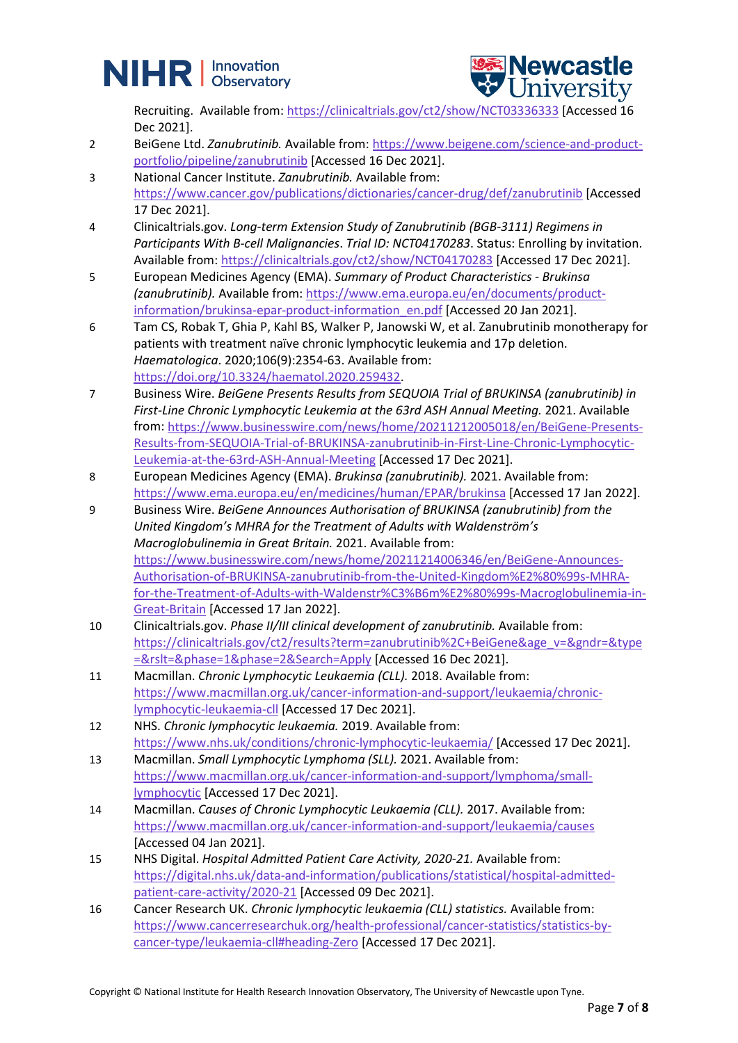Recruiting. Available from: https://clinicaltrials.gov/ct2/show/NCT03336333 [Accessed 16 Dec 2021].

2. BeiGene Ltd. *Zanubrutinib.* Available from: https://www.beigene.com/science-and-product-portfolio/pipeline/zanubrutinib [Accessed 16 Dec 2021].
3. National Cancer Institute. *Zanubrutinib.* Available from: https://www.cancer.gov/publications/dictionaries/cancer-drug/def/zanubrutinib [Accessed 17 Dec 2021].
4. Clinicaltrials.gov. *Long-term Extension Study of Zanubrutinib (BGB-3111) Regimens in Participants With B-cell Malignancies*. *Trial ID: NCT04170283*. Status: Enrolling by invitation. Available from: https://clinicaltrials.gov/ct2/show/NCT04170283 [Accessed 17 Dec 2021].
5. European Medicines Agency (EMA). *Summary of Product Characteristics - Brukinsa (zanubrutinib).* Available from: https://www.ema.europa.eu/en/documents/product-information/brukinsa-epar-product-information_en.pdf [Accessed 20 Jan 2021].
6. Tam CS, Robak T, Ghia P, Kahl BS, Walker P, Janowski W, et al. Zanubrutinib monotherapy for patients with treatment naïve chronic lymphocytic leukemia and 17p deletion. *Haematologica*. 2020;106(9):2354-63. Available from: https://doi.org/10.3324/haematol.2020.259432.
7. Business Wire. *BeiGene Presents Results from SEQUOIA Trial of BRUKINSA (zanubrutinib) in First-Line Chronic Lymphocytic Leukemia at the 63rd ASH Annual Meeting.* 2021. Available from: https://www.businesswire.com/news/home/20211212005018/en/BeiGene-Presents-Results-from-SEQUOIA-Trial-of-BRUKINSA-zanubrutinib-in-First-Line-Chronic-Lymphocytic-Leukemia-at-the-63rd-ASH-Annual-Meeting [Accessed 17 Dec 2021].
8. European Medicines Agency (EMA). *Brukinsa (zanubrutinib).* 2021. Available from: https://www.ema.europa.eu/en/medicines/human/EPAR/brukinsa [Accessed 17 Jan 2022].
9. Business Wire. *BeiGene Announces Authorisation of BRUKINSA (zanubrutinib) from the United Kingdom's MHRA for the Treatment of Adults with Waldenström's Macroglobulinemia in Great Britain.* 2021. Available from: https://www.businesswire.com/news/home/20211214006346/en/BeiGene-Announces-Authorisation-of-BRUKINSA-zanubrutinib-from-the-United-Kingdom%E2%80%99s-MHRA-for-the-Treatment-of-Adults-with-Waldenstr%C3%B6m%E2%80%99s-Macroglobulinemia-in-Great-Britain [Accessed 17 Jan 2022].
10. Clinicaltrials.gov. *Phase II/III clinical development of zanubrutinib.* Available from: https://clinicaltrials.gov/ct2/results?term=zanubrutinib%2C+BeiGene&age_v=&gndr=&type=&rslt=&phase=1&phase=2&Search=Apply [Accessed 16 Dec 2021].
11. Macmillan. *Chronic Lymphocytic Leukaemia (CLL).* 2018. Available from: https://www.macmillan.org.uk/cancer-information-and-support/leukaemia/chronic-lymphocytic-leukaemia-cll [Accessed 17 Dec 2021].
12. NHS. *Chronic lymphocytic leukaemia.* 2019. Available from: https://www.nhs.uk/conditions/chronic-lymphocytic-leukaemia/ [Accessed 17 Dec 2021].
13. Macmillan. *Small Lymphocytic Lymphoma (SLL).* 2021. Available from: https://www.macmillan.org.uk/cancer-information-and-support/lymphoma/small-lymphocytic [Accessed 17 Dec 2021].
14. Macmillan. *Causes of Chronic Lymphocytic Leukaemia (CLL).* 2017. Available from: https://www.macmillan.org.uk/cancer-information-and-support/leukaemia/causes [Accessed 04 Jan 2021].
15. NHS Digital. *Hospital Admitted Patient Care Activity, 2020-21.* Available from: https://digital.nhs.uk/data-and-information/publications/statistical/hospital-admitted-patient-care-activity/2020-21 [Accessed 09 Dec 2021].
16. Cancer Research UK. *Chronic lymphocytic leukaemia (CLL) statistics.* Available from: https://www.cancerresearchuk.org/health-professional/cancer-statistics/statistics-by-cancer-type/leukaemia-cll#heading-Zero [Accessed 17 Dec 2021].

Copyright © National Institute for Health Research Innovation Observatory, The University of Newcastle upon Tyne.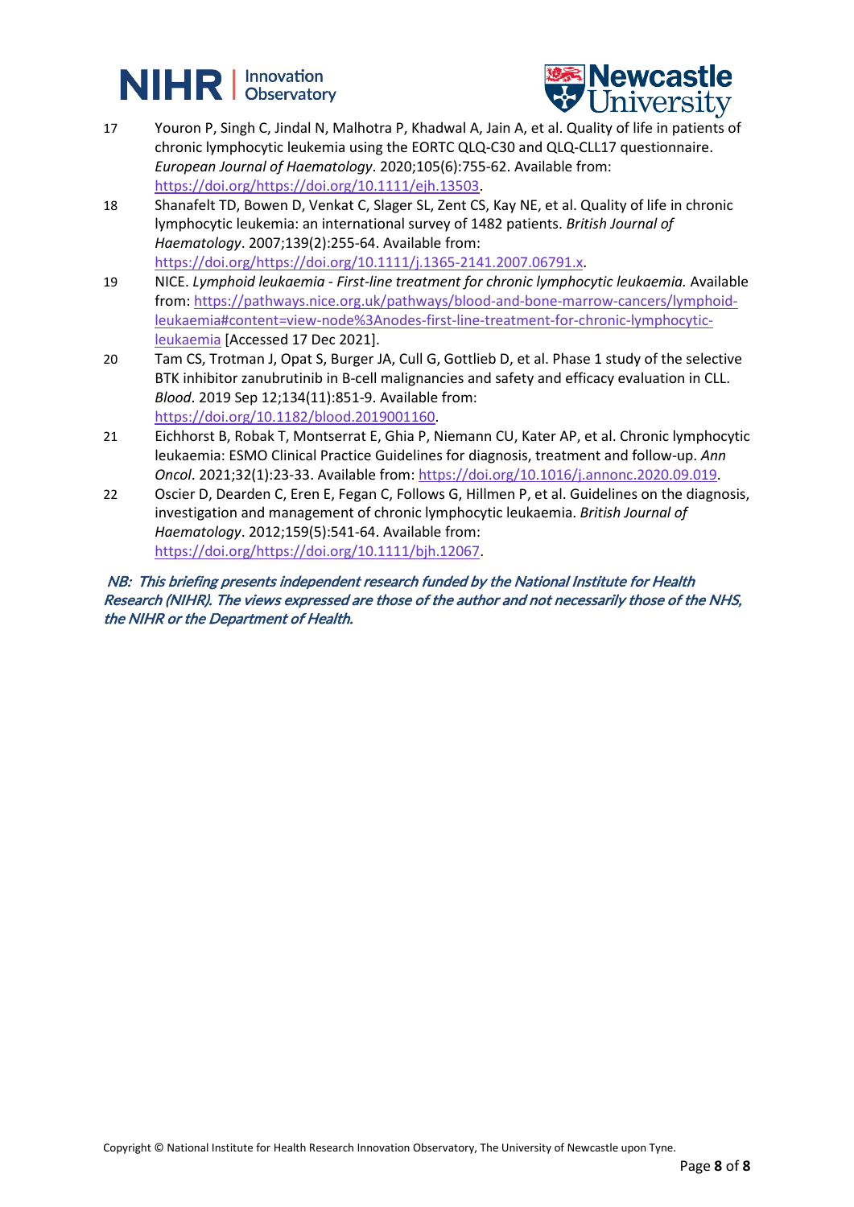17 Youron P, Singh C, Jindal N, Malhotra P, Khadwal A, Jain A, et al. Quality of life in patients of chronic lymphocytic leukemia using the EORTC QLQ-C30 and QLQ-CLL17 questionnaire. *European Journal of Haematology*. 2020;105(6):755-62. Available from: https://doi.org/https://doi.org/10.1111/ejh.13503.

18 Shanafelt TD, Bowen D, Venkat C, Slager SL, Zent CS, Kay NE, et al. Quality of life in chronic lymphocytic leukemia: an international survey of 1482 patients. *British Journal of Haematology*. 2007;139(2):255-64. Available from: https://doi.org/https://doi.org/10.1111/j.1365-2141.2007.06791.x.

19 NICE. *Lymphoid leukaemia - First-line treatment for chronic lymphocytic leukaemia.* Available from: https://pathways.nice.org.uk/pathways/blood-and-bone-marrow-cancers/lymphoid-leukaemia#content=view-node%3Anodes-first-line-treatment-for-chronic-lymphocytic-leukaemia [Accessed 17 Dec 2021].

20 Tam CS, Trotman J, Opat S, Burger JA, Cull G, Gottlieb D, et al. Phase 1 study of the selective BTK inhibitor zanubrutinib in B-cell malignancies and safety and efficacy evaluation in CLL. *Blood*. 2019 Sep 12;134(11):851-9. Available from: https://doi.org/10.1182/blood.2019001160.

21 Eichhorst B, Robak T, Montserrat E, Ghia P, Niemann CU, Kater AP, et al. Chronic lymphocytic leukaemia: ESMO Clinical Practice Guidelines for diagnosis, treatment and follow-up. *Ann Oncol*. 2021;32(1):23-33. Available from: https://doi.org/10.1016/j.annonc.2020.09.019.

22 Oscier D, Dearden C, Eren E, Fegan C, Follows G, Hillmen P, et al. Guidelines on the diagnosis, investigation and management of chronic lymphocytic leukaemia. *British Journal of Haematology*. 2012;159(5):541-64. Available from: https://doi.org/https://doi.org/10.1111/bjh.12067.

***NB: This briefing presents independent research funded by the National Institute for Health Research (NIHR). The views expressed are those of the author and not necessarily those of the NHS, the NIHR or the Department of Health.***

Copyright © National Institute for Health Research Innovation Observatory, The University of Newcastle upon Tyne.